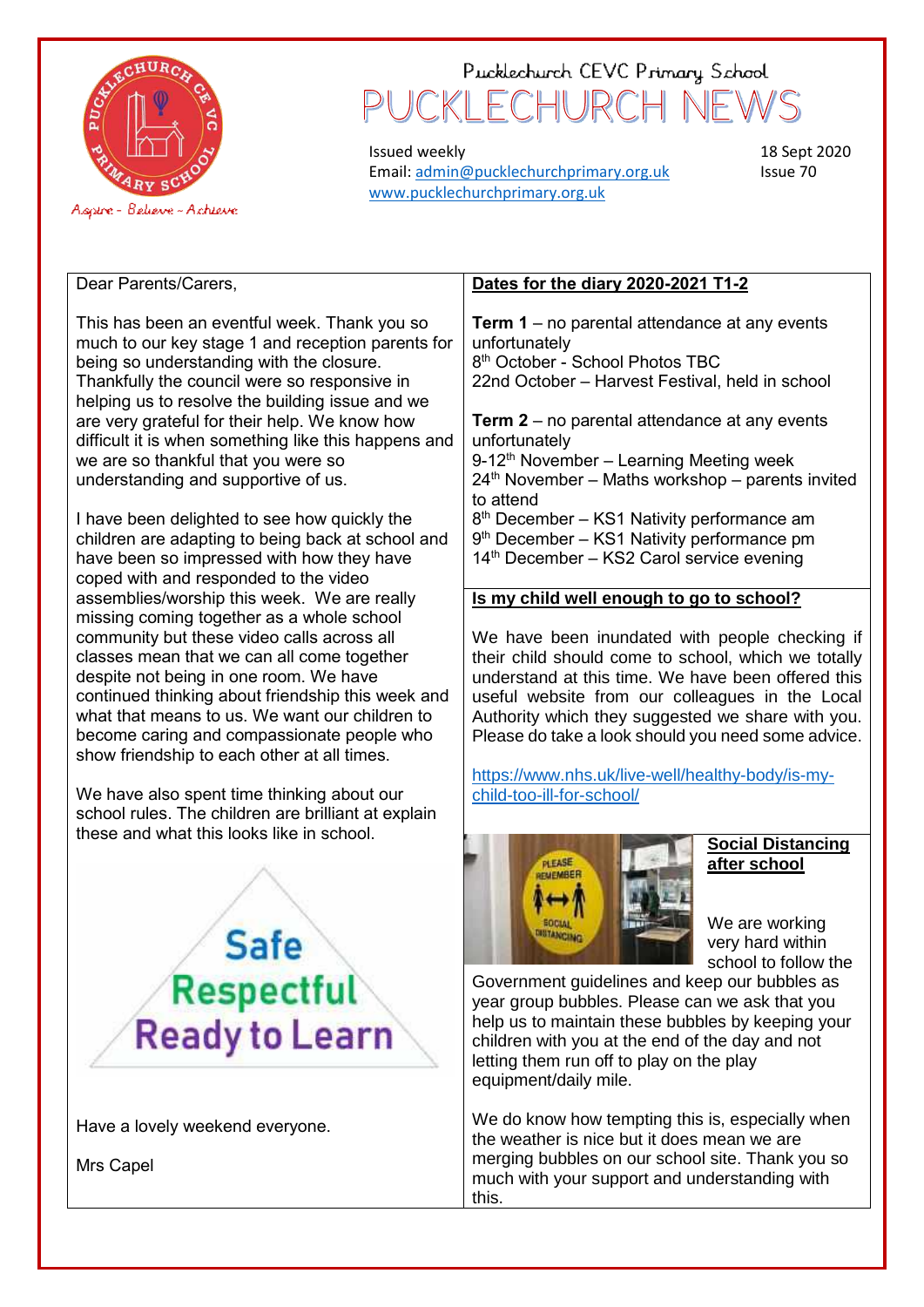# Pucklechurch CEVC Primary School

# PUCKLECHURCH NEWS

Aspire - Believe - Achieve

Issued weekly
Email: admin@pucklechurchprimary.org.uk
www.pucklechurchprimary.org.uk

18 Sept 2020
Issue 70

Dear Parents/Carers,

This has been an eventful week. Thank you so much to our key stage 1 and reception parents for being so understanding with the closure. Thankfully the council were so responsive in helping us to resolve the building issue and we are very grateful for their help. We know how difficult it is when something like this happens and we are so thankful that you were so understanding and supportive of us.

I have been delighted to see how quickly the children are adapting to being back at school and have been so impressed with how they have coped with and responded to the video assemblies/worship this week. We are really missing coming together as a whole school community but these video calls across all classes mean that we can all come together despite not being in one room. We have continued thinking about friendship this week and what that means to us. We want our children to become caring and compassionate people who show friendship to each other at all times.

We have also spent time thinking about our school rules. The children are brilliant at explain these and what this looks like in school.

Safe
Respectful
Ready to Learn

Have a lovely weekend everyone.

Mrs Capel

## Dates for the diary 2020-2021 T1-2

**Term 1** – no parental attendance at any events unfortunately
8th October - School Photos TBC
22nd October – Harvest Festival, held in school

**Term 2** – no parental attendance at any events unfortunately
9-12th November – Learning Meeting week
24th November – Maths workshop – parents invited to attend
8th December – KS1 Nativity performance am
9th December – KS1 Nativity performance pm
14th December – KS2 Carol service evening

## Is my child well enough to go to school?

We have been inundated with people checking if their child should come to school, which we totally understand at this time. We have been offered this useful website from our colleagues in the Local Authority which they suggested we share with you. Please do take a look should you need some advice.

https://www.nhs.uk/live-well/healthy-body/is-my-child-too-ill-for-school/

## Social Distancing after school

We are working very hard within school to follow the Government guidelines and keep our bubbles as year group bubbles. Please can we ask that you help us to maintain these bubbles by keeping your children with you at the end of the day and not letting them run off to play on the play equipment/daily mile.

We do know how tempting this is, especially when the weather is nice but it does mean we are merging bubbles on our school site. Thank you so much with your support and understanding with this.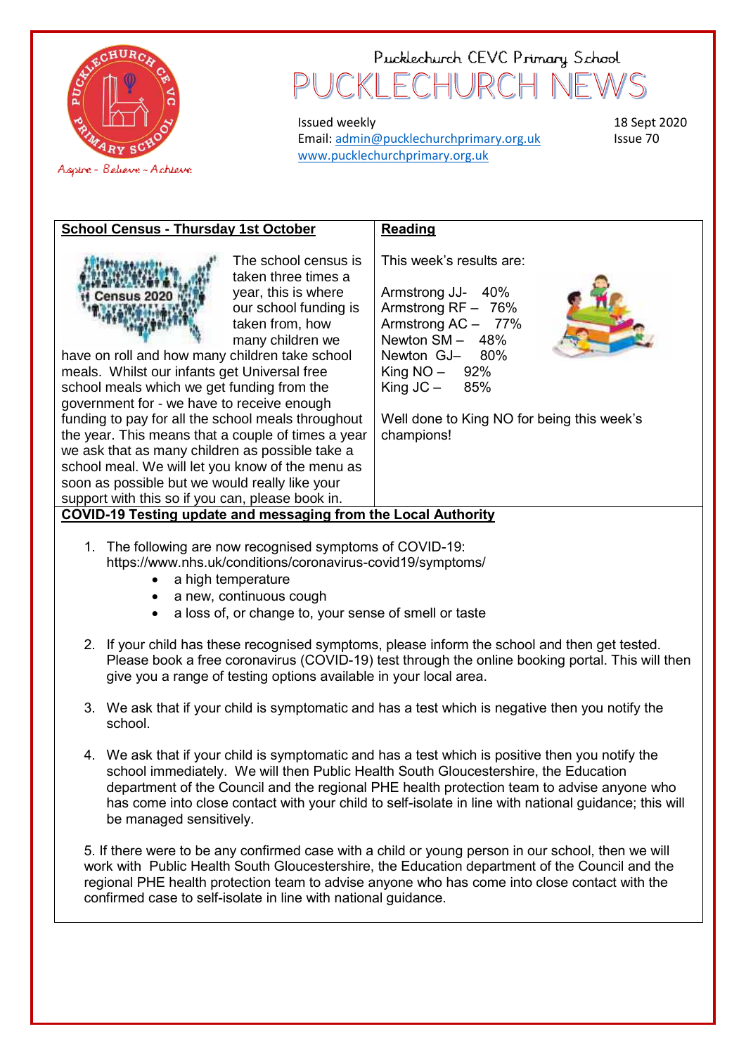Pucklechurch CEVC Primary School

# PUCKLECHURCH NEWS

Issued weekly
Email: admin@pucklechurchprimary.org.uk
www.pucklechurchprimary.org.uk

18 Sept 2020
Issue 70

Aspire - Believe - Achieve

## School Census - Thursday 1st October

The school census is taken three times a year, this is where our school funding is taken from, how many children we have on roll and how many children take school meals. Whilst our infants get Universal free school meals which we get funding from the government for - we have to receive enough funding to pay for all the school meals throughout the year. This means that a couple of times a year we ask that as many children as possible take a school meal. We will let you know of the menu as soon as possible but we would really like your support with this so if you can, please book in.

## Reading

This week's results are:

Armstrong JJ- 40%
Armstrong RF – 76%
Armstrong AC – 77%
Newton SM – 48%
Newton GJ– 80%
King NO – 92%
King JC – 85%

Well done to King NO for being this week's champions!

## COVID-19 Testing update and messaging from the Local Authority

1. The following are now recognised symptoms of COVID-19: https://www.nhs.uk/conditions/coronavirus-covid19/symptoms/
   - a high temperature
   - a new, continuous cough
   - a loss of, or change to, your sense of smell or taste

2. If your child has these recognised symptoms, please inform the school and then get tested. Please book a free coronavirus (COVID-19) test through the online booking portal. This will then give you a range of testing options available in your local area.

3. We ask that if your child is symptomatic and has a test which is negative then you notify the school.

4. We ask that if your child is symptomatic and has a test which is positive then you notify the school immediately. We will then Public Health South Gloucestershire, the Education department of the Council and the regional PHE health protection team to advise anyone who has come into close contact with your child to self-isolate in line with national guidance; this will be managed sensitively.

5. If there were to be any confirmed case with a child or young person in our school, then we will work with Public Health South Gloucestershire, the Education department of the Council and the regional PHE health protection team to advise anyone who has come into close contact with the confirmed case to self-isolate in line with national guidance.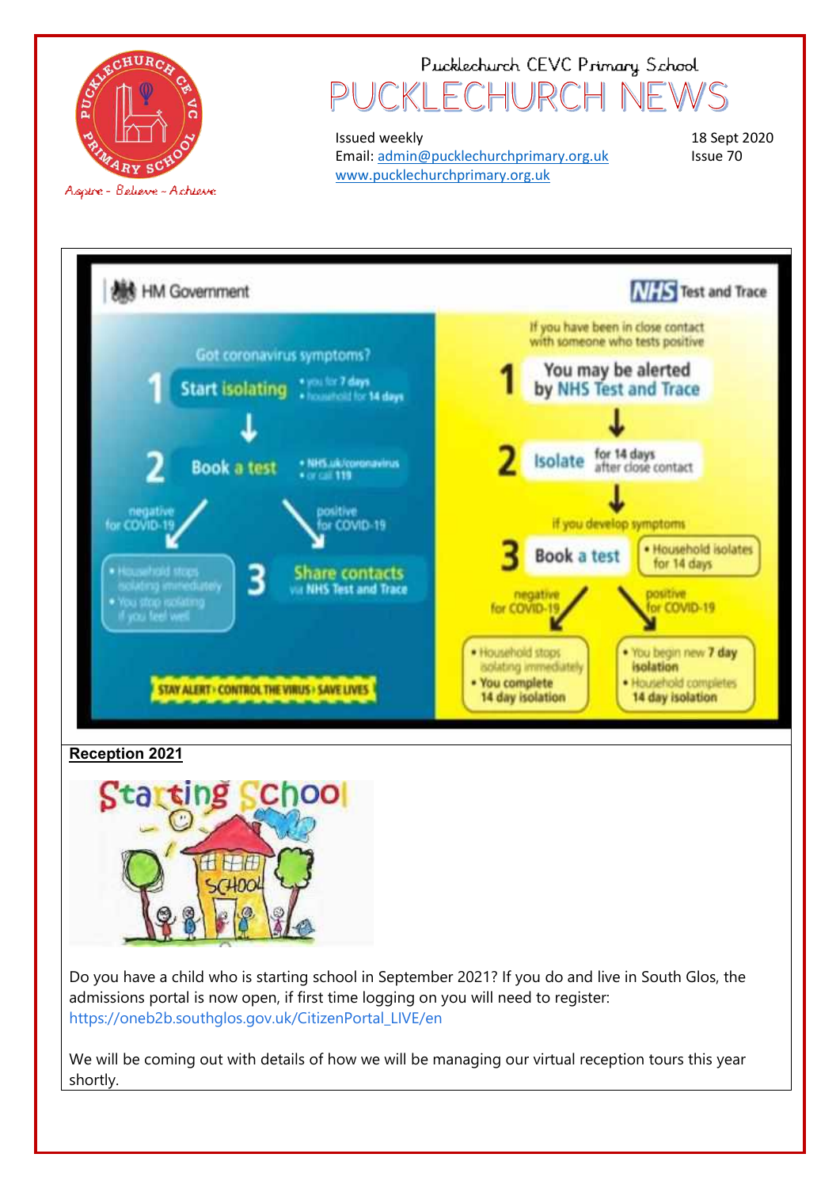Pucklechurch CEVC Primary School

# PUCKLECHURCH NEWS

Issued weekly
Email: admin@pucklechurchprimary.org.uk
www.pucklechurchprimary.org.uk

18 Sept 2020
Issue 70

HM Government | NHS Test and Trace

**Got coronavirus symptoms?**

1. **Start isolating**
   - you for 7 days
   - household for 14 days
2. **Book a test**
   - NHS.uk/coronavirus
   - or call 119

negative for COVID-19:
- Household stops isolating immediately
- You stop isolating if you feel well

positive for COVID-19:

3. **Share contacts** via NHS Test and Trace

STAY ALERT › CONTROL THE VIRUS › SAVE LIVES

**If you have been in close contact with someone who tests positive**

1. **You may be alerted by NHS Test and Trace**
2. **Isolate** for 14 days after close contact

If you develop symptoms:

3. **Book a test**
   - Household isolates for 14 days

negative for COVID-19:
- Household stops isolating immediately
- You complete 14 day isolation

positive for COVID-19:
- You begin new 7 day isolation
- Household completes 14 day isolation

## Reception 2021

Starting School

Do you have a child who is starting school in September 2021? If you do and live in South Glos, the admissions portal is now open, if first time logging on you will need to register: https://oneb2b.southglos.gov.uk/CitizenPortal_LIVE/en

We will be coming out with details of how we will be managing our virtual reception tours this year shortly.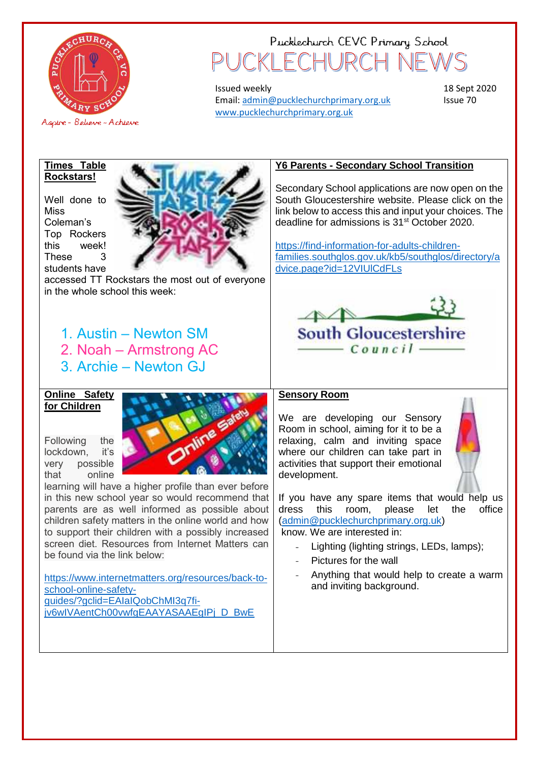Pucklechurch CEVC Primary School

# PUCKLECHURCH NEWS

Issued weekly
Email: admin@pucklechurchprimary.org.uk
www.pucklechurchprimary.org.uk

18 Sept 2020
Issue 70

Aspire - Believe - Achieve

## Times Table Rockstars!

Well done to Miss Coleman's Top Rockers this week! These 3 students have accessed TT Rockstars the most out of everyone in the whole school this week:

1. Austin – Newton SM
2. Noah – Armstrong AC
3. Archie – Newton GJ

## Y6 Parents - Secondary School Transition

Secondary School applications are now open on the South Gloucestershire website. Please click on the link below to access this and input your choices. The deadline for admissions is 31st October 2020.

https://find-information-for-adults-children-families.southglos.gov.uk/kb5/southglos/directory/advice.page?id=12VIUlCdFLs

## Online Safety for Children

Following the lockdown, it's very possible that online learning will have a higher profile than ever before in this new school year so would recommend that parents are as well informed as possible about children safety matters in the online world and how to support their children with a possibly increased screen diet. Resources from Internet Matters can be found via the link below:

https://www.internetmatters.org/resources/back-to-school-online-safety-guides/?gclid=EAIaIQobChMI3q7fi-jv6wIVAentCh00vwfgEAAYASAAEgIPj_D_BwE

## Sensory Room

We are developing our Sensory Room in school, aiming for it to be a relaxing, calm and inviting space where our children can take part in activities that support their emotional development.

If you have any spare items that would help us dress this room, please let the office (admin@pucklechurchprimary.org.uk) know. We are interested in:

- Lighting (lighting strings, LEDs, lamps);
- Pictures for the wall
- Anything that would help to create a warm and inviting background.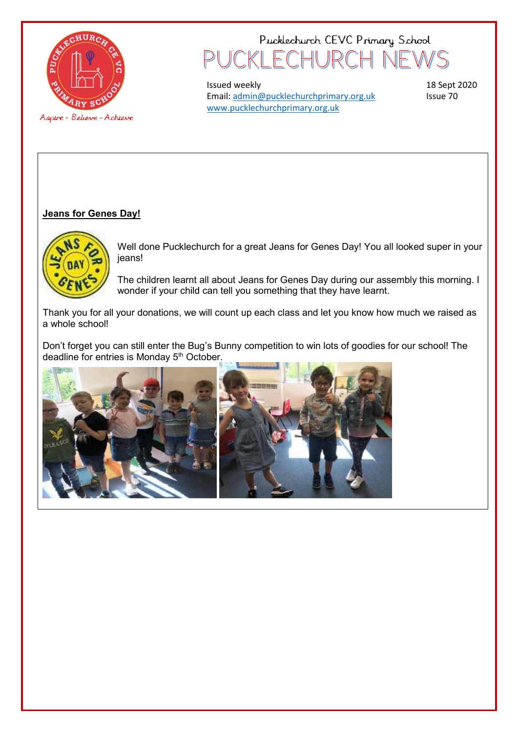Pucklechurch CEVC Primary School

# PUCKLECHURCH NEWS

Issued weekly
Email: admin@pucklechurchprimary.org.uk
www.pucklechurchprimary.org.uk

18 Sept 2020
Issue 70

## Jeans for Genes Day!

Well done Pucklechurch for a great Jeans for Genes Day! You all looked super in your jeans!

The children learnt all about Jeans for Genes Day during our assembly this morning. I wonder if your child can tell you something that they have learnt.

Thank you for all your donations, we will count up each class and let you know how much we raised as a whole school!

Don't forget you can still enter the Bug's Bunny competition to win lots of goodies for our school! The deadline for entries is Monday 5th October.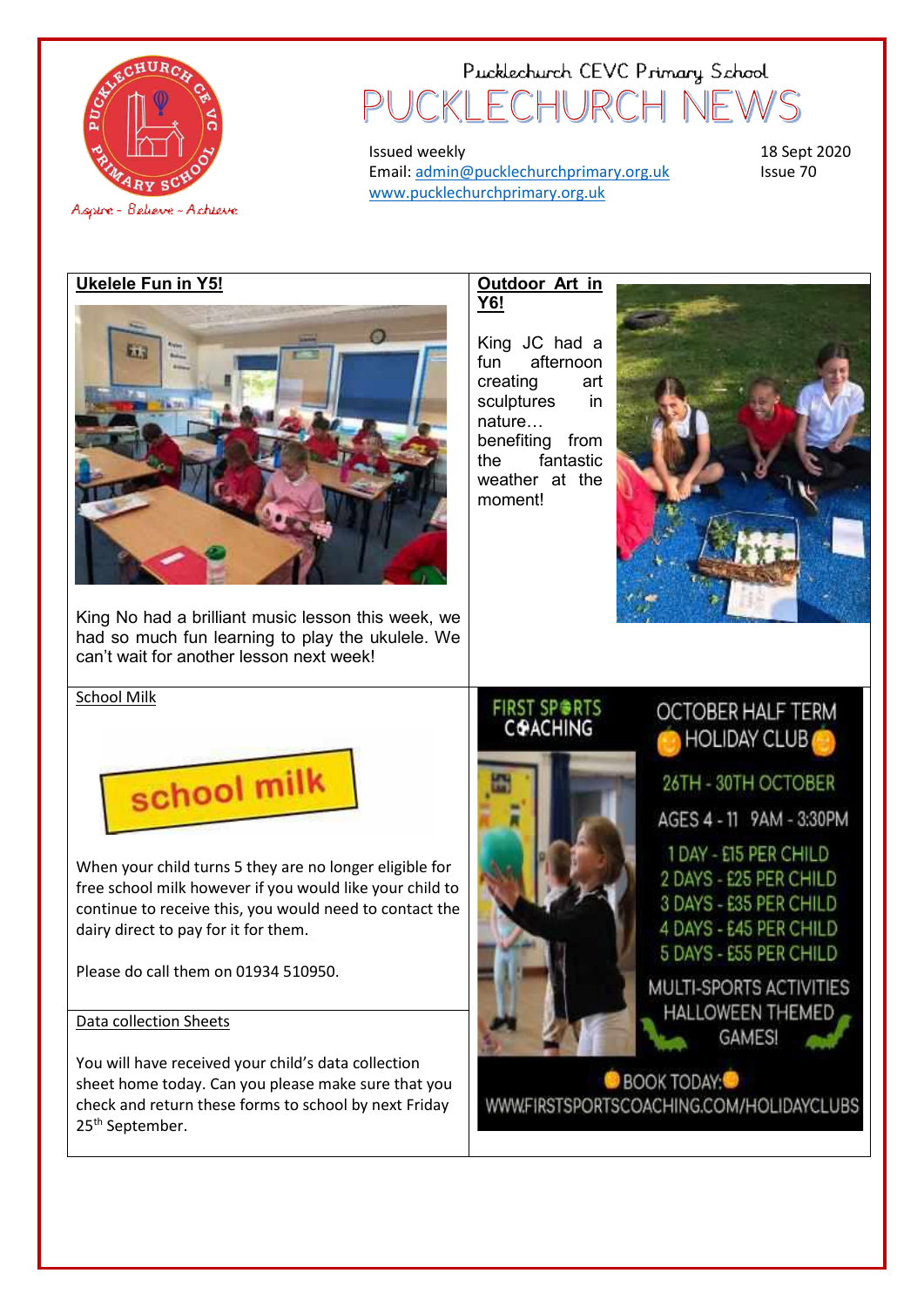Pucklechurch CEVC Primary School

# PUCKLECHURCH NEWS

Aspire - Believe - Achieve

Issued weekly
Email: admin@pucklechurchprimary.org.uk
www.pucklechurchprimary.org.uk

18 Sept 2020
Issue 70

## Ukelele Fun in Y5!

King No had a brilliant music lesson this week, we had so much fun learning to play the ukulele. We can't wait for another lesson next week!

## Outdoor Art in Y6!

King JC had a fun afternoon creating art sculptures in nature… benefiting from the fantastic weather at the moment!

## School Milk

school milk

When your child turns 5 they are no longer eligible for free school milk however if you would like your child to continue to receive this, you would need to contact the dairy direct to pay for it for them.

Please do call them on 01934 510950.

## Data collection Sheets

You will have received your child's data collection sheet home today. Can you please make sure that you check and return these forms to school by next Friday 25th September.

## First Sports Coaching – October Half Term Holiday Club

26TH - 30TH OCTOBER

AGES 4 - 11 9AM - 3:30PM

- 1 DAY - £15 PER CHILD
- 2 DAYS - £25 PER CHILD
- 3 DAYS - £35 PER CHILD
- 4 DAYS - £45 PER CHILD
- 5 DAYS - £55 PER CHILD

MULTI-SPORTS ACTIVITIES
HALLOWEEN THEMED GAMES!

BOOK TODAY:
WWW.FIRSTSPORTSCOACHING.COM/HOLIDAYCLUBS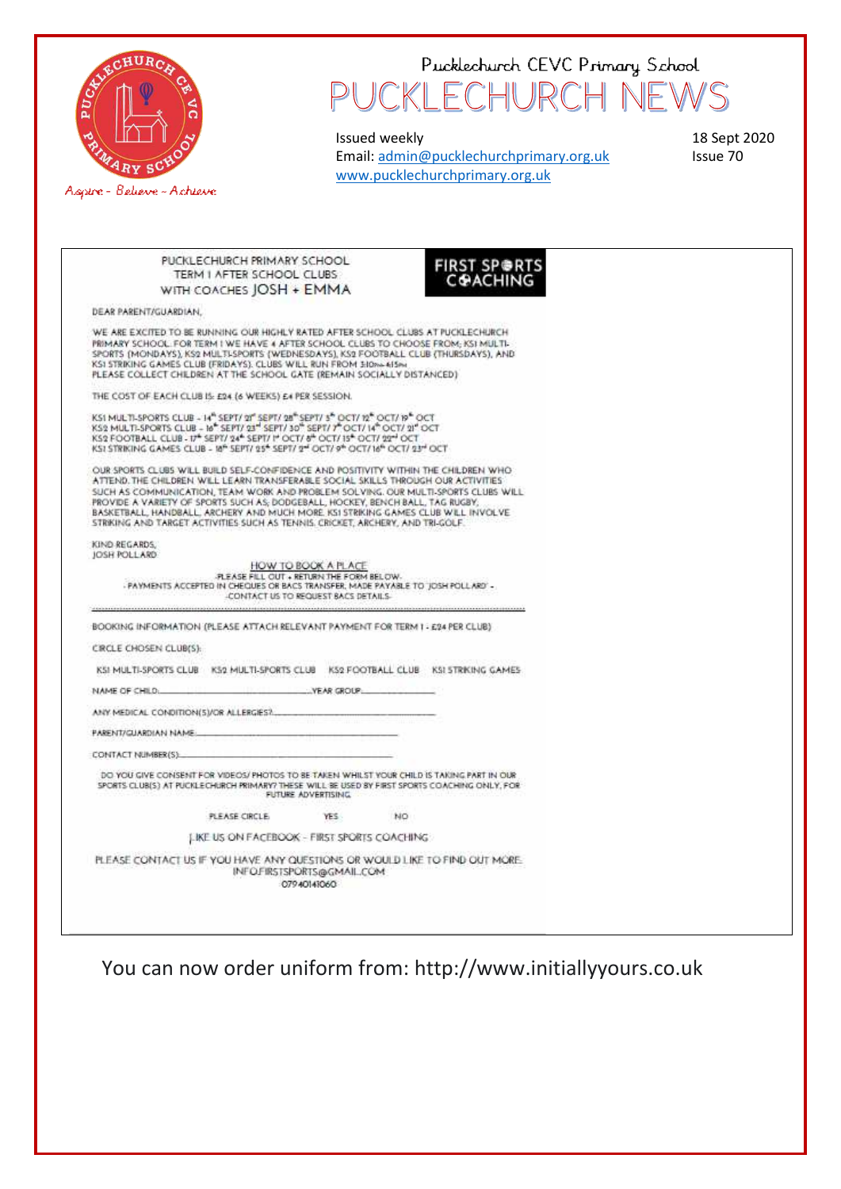Pucklechurch CEVC Primary School

# PUCKLECHURCH NEWS

Issued weekly
Email: admin@pucklechurchprimary.org.uk
www.pucklechurchprimary.org.uk

18 Sept 2020
Issue 70

Aspire - Believe - Achieve

PUCKLECHURCH PRIMARY SCHOOL
TERM 1 AFTER SCHOOL CLUBS
WITH COACHES JOSH + EMMA

FIRST SPORTS COACHING

DEAR PARENT/GUARDIAN,

WE ARE EXCITED TO BE RUNNING OUR HIGHLY RATED AFTER SCHOOL CLUBS AT PUCKLECHURCH PRIMARY SCHOOL. FOR TERM 1 WE HAVE 4 AFTER SCHOOL CLUBS TO CHOOSE FROM; KS1 MULTI-SPORTS (MONDAYS), KS2 MULTI-SPORTS (WEDNESDAYS), KS2 FOOTBALL CLUB (THURSDAYS), AND KS1 STRIKING GAMES CLUB (FRIDAYS). CLUBS WILL RUN FROM 3:10PM-4:15PM
PLEASE COLLECT CHILDREN AT THE SCHOOL GATE (REMAIN SOCIALLY DISTANCED)

THE COST OF EACH CLUB IS: £24 (6 WEEKS) £4 PER SESSION.

KS1 MULTI-SPORTS CLUB - 14th SEPT/ 21st SEPT/ 28th SEPT/ 5th OCT/ 12th OCT/ 19th OCT
KS2 MULTI-SPORTS CLUB - 16th SEPT/ 23rd SEPT/ 30th SEPT/ 7th OCT/ 14th OCT/ 21st OCT
KS2 FOOTBALL CLUB - 17th SEPT/ 24th SEPT/ 1st OCT/ 8th OCT/ 15th OCT/ 22nd OCT
KS1 STRIKING GAMES CLUB - 18th SEPT/ 25th SEPT/ 2nd OCT/ 9th OCT/ 16th OCT/ 23rd OCT

OUR SPORTS CLUBS WILL BUILD SELF-CONFIDENCE AND POSITIVITY WITHIN THE CHILDREN WHO ATTEND. THE CHILDREN WILL LEARN TRANSFERABLE SOCIAL SKILLS THROUGH OUR ACTIVITIES SUCH AS COMMUNICATION, TEAM WORK AND PROBLEM SOLVING. OUR MULTI-SPORTS CLUBS WILL PROVIDE A VARIETY OF SPORTS SUCH AS; DODGEBALL, HOCKEY, BENCH BALL, TAG RUGBY, BASKETBALL, HANDBALL, ARCHERY AND MUCH MORE. KS1 STRIKING GAMES CLUB WILL INVOLVE STRIKING AND TARGET ACTIVITIES SUCH AS TENNIS, CRICKET, ARCHERY, AND TRI-GOLF.

KIND REGARDS,
JOSH POLLARD

HOW TO BOOK A PLACE
-PLEASE FILL OUT + RETURN THE FORM BELOW-
-PAYMENTS ACCEPTED IN CHEQUES OR BACS TRANSFER, MADE PAYABLE TO 'JOSH POLLARD'-
-CONTACT US TO REQUEST BACS DETAILS-

---

BOOKING INFORMATION (PLEASE ATTACH RELEVANT PAYMENT FOR TERM 1 - £24 PER CLUB)

CIRCLE CHOSEN CLUB(S):

KS1 MULTI-SPORTS CLUB    KS2 MULTI-SPORTS CLUB    KS2 FOOTBALL CLUB    KS1 STRIKING GAMES

NAME OF CHILD:\_\_\_\_\_\_\_\_\_\_\_\_\_\_\_\_\_\_\_\_ YEAR GROUP:\_\_\_\_\_\_\_\_\_\_

ANY MEDICAL CONDITION(S)/OR ALLERGIES?\_\_\_\_\_\_\_\_\_\_\_\_\_\_\_\_\_\_\_\_

PARENT/GUARDIAN NAME:\_\_\_\_\_\_\_\_\_\_\_\_\_\_\_\_\_\_\_\_

CONTACT NUMBER(S):\_\_\_\_\_\_\_\_\_\_\_\_\_\_\_\_\_\_\_\_

DO YOU GIVE CONSENT FOR VIDEOS/ PHOTOS TO BE TAKEN WHILST YOUR CHILD IS TAKING PART IN OUR SPORTS CLUB(S) AT PUCKLECHURCH PRIMARY? THESE WILL BE USED BY FIRST SPORTS COACHING ONLY, FOR FUTURE ADVERTISING.

PLEASE CIRCLE:    YES    NO

LIKE US ON FACEBOOK - FIRST SPORTS COACHING

PLEASE CONTACT US IF YOU HAVE ANY QUESTIONS OR WOULD LIKE TO FIND OUT MORE:
INFO.FIRSTSPORTS@GMAIL.COM
07940141060

You can now order uniform from: http://www.initiallyyours.co.uk